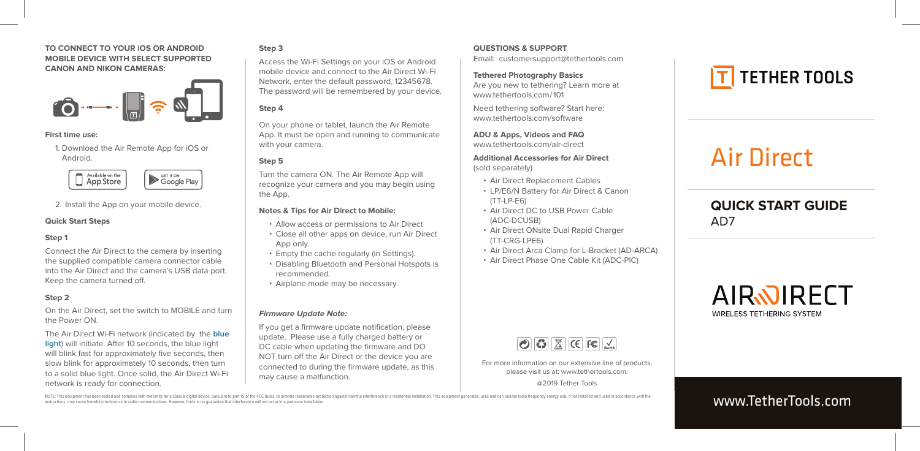**TO CONNECT TO YOUR iOS OR ANDROID MOBILE DEVICE WITH SELECT SUPPORTED CANON AND NIKON CAMERAS:**

**First time use:**

1. Download the Air Remote App for iOS or Android.

Available on the App Store | GET IT ON Google Play

2. Install the App on your mobile device.

**Quick Start Steps**

**Step 1**

Connect the Air Direct to the camera by inserting the supplied compatible camera connector cable into the Air Direct and the camera's USB data port. Keep the camera turned off.

**Step 2**

On the Air Direct, set the switch to MOBILE and turn the Power ON.

The Air Direct Wi-Fi network (indicated by the **blue light**) will initiate. After 10 seconds, the blue light will blink fast for approximately five seconds, then slow blink for approximately 10 seconds, then turn to a solid blue light. Once solid, the Air Direct Wi-Fi network is ready for connection.

**Step 3**

Access the Wi-Fi Settings on your iOS or Android mobile device and connect to the Air Direct Wi-Fi Network, enter the default password, 12345678. The password will be remembered by your device.

**Step 4**

On your phone or tablet, launch the Air Remote App. It must be open and running to communicate with your camera.

**Step 5**

Turn the camera ON. The Air Remote App will recognize your camera and you may begin using the App.

**Notes & Tips for Air Direct to Mobile:**

- Allow access or permissions to Air Direct
- Close all other apps on device, run Air Direct App only.
- Empty the cache regularly (in Settings).
- Disabling Bluetooth and Personal Hotspots is recommended.
- Airplane mode may be necessary.

***Firmware Update Note:***

If you get a firmware update notification, please update. Please use a fully charged battery or DC cable when updating the firmware and DO NOT turn off the Air Direct or the device you are connected to during the firmware update, as this may cause a malfunction.

**QUESTIONS & SUPPORT**

Email: customersupport@tethertools.com

**Tethered Photography Basics**

Are you new to tethering? Learn more at www.tethertools.com/101

Need tethering software? Start here: www.tethertools.com/software

**ADU & Apps, Videos and FAQ**

www.tethertools.com/air-direct

**Additional Accessories for Air Direct**
(sold separately)

- Air Direct Replacement Cables
- LP/E6/N Battery for Air Direct & Canon (TT-LP-E6)
- Air Direct DC to USB Power Cable (ADC-DCUSB)
- Air Direct ONsite Dual Rapid Charger (TT-CRG-LPE6)
- Air Direct Arca Clamp for L-Bracket (AD-ARCA)
- Air Direct Phase One Cable Kit (ADC-PIC)

For more information on our extensive line of products, please visit us at: www.tethertools.com.

@2019 Tether Tools

# TETHER TOOLS

# Air Direct

## QUICK START GUIDE
AD7

AIR DIRECT
WIRELESS TETHERING SYSTEM

www.TetherTools.com

NOTE: This equipment has been tested and complies with the limits for a Class B digital device, pursuant to part 15 of the FCC Rules, to provide reasonable protection against harmful interference in a residential installation. This equipment generates, uses and can radiate radio frequency energy and, if not installed and used in accordance with the instructions, may cause harmful interference to radio communications. However, there is no guarantee that interference will not occur in a particular installation.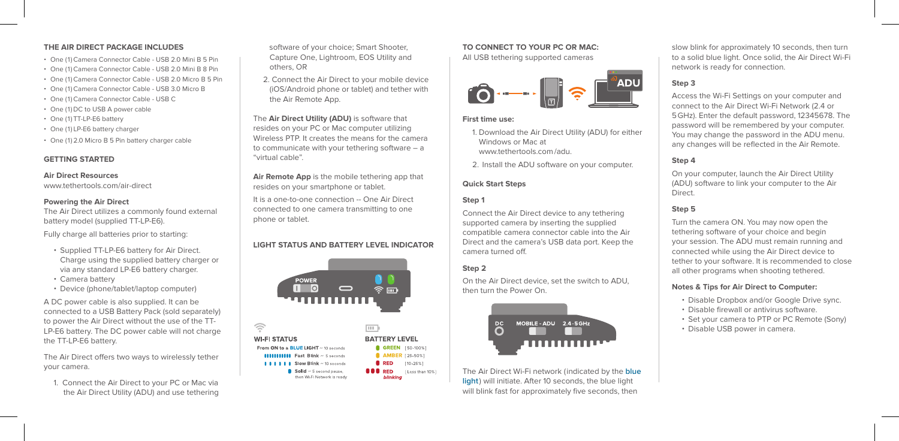### THE AIR DIRECT PACKAGE INCLUDES

- One (1) Camera Connector Cable - USB 2.0 Mini B 5 Pin
- One (1) Camera Connector Cable - USB 2.0 Mini B 8 Pin
- One (1) Camera Connector Cable - USB 2.0 Micro B 5 Pin
- One (1) Camera Connector Cable - USB 3.0 Micro B
- One (1) Camera Connector Cable - USB C
- One (1) DC to USB A power cable
- One (1) TT-LP-E6 battery
- One (1) LP-E6 battery charger
- One (1) 2.0 Micro B 5 Pin battery charger cable

### GETTING STARTED

**Air Direct Resources**
www.tethertools.com/air-direct

**Powering the Air Direct**
The Air Direct utilizes a commonly found external battery model (supplied TT-LP-E6).

Fully charge all batteries prior to starting:

- Supplied TT-LP-E6 battery for Air Direct. Charge using the supplied battery charger or via any standard LP-E6 battery charger.
- Camera battery
- Device (phone/tablet/laptop computer)

A DC power cable is also supplied. It can be connected to a USB Battery Pack (sold separately) to power the Air Direct without the use of the TT-LP-E6 battery. The DC power cable will not charge the TT-LP-E6 battery.

The Air Direct offers two ways to wirelessly tether your camera.

1. Connect the Air Direct to your PC or Mac via the Air Direct Utility (ADU) and use tethering software of your choice; Smart Shooter, Capture One, Lightroom, EOS Utility and others, OR
2. Connect the Air Direct to your mobile device (iOS/Android phone or tablet) and tether with the Air Remote App.

The **Air Direct Utility (ADU)** is software that resides on your PC or Mac computer utilizing Wireless PTP. It creates the means for the camera to communicate with your tethering software – a "virtual cable".

**Air Remote App** is the mobile tethering app that resides on your smartphone or tablet.

It is a one-to-one connection -- One Air Direct connected to one camera transmitting to one phone or tablet.

### LIGHT STATUS AND BATTERY LEVEL INDICATOR

POWER

**WI-FI STATUS**

From ON to a BLUE LIGHT ~ 10 seconds
Fast Blink ~ 5 seconds
Slow Blink ~ 10 seconds
Solid ~ 5 second pause, then Wi-Fi Network is ready

**BATTERY LEVEL**

GREEN [50-100%]
AMBER [25-50%]
RED [10-25%]
RED blinking [Less than 10%]

### TO CONNECT TO YOUR PC OR MAC:

All USB tethering supported cameras

ADU

**First time use:**

1. Download the Air Direct Utility (ADU) for either Windows or Mac at www.tethertools.com/adu.
2. Install the ADU software on your computer.

**Quick Start Steps**

**Step 1**

Connect the Air Direct device to any tethering supported camera by inserting the supplied compatible camera connector cable into the Air Direct and the camera's USB data port. Keep the camera turned off.

**Step 2**

On the Air Direct device, set the switch to ADU, then turn the Power On.

DC MOBILE - ADU 2.4-5GHz

The Air Direct Wi-Fi network (indicated by the blue light) will initiate. After 10 seconds, the blue light will blink fast for approximately five seconds, then slow blink for approximately 10 seconds, then turn to a solid blue light. Once solid, the Air Direct Wi-Fi network is ready for connection.

**Step 3**

Access the Wi-Fi Settings on your computer and connect to the Air Direct Wi-Fi Network (2.4 or 5 GHz). Enter the default password, 12345678. The password will be remembered by your computer. You may change the password in the ADU menu. any changes will be reflected in the Air Remote.

**Step 4**

On your computer, launch the Air Direct Utility (ADU) software to link your computer to the Air Direct.

**Step 5**

Turn the camera ON. You may now open the tethering software of your choice and begin your session. The ADU must remain running and connected while using the Air Direct device to tether to your software. It is recommended to close all other programs when shooting tethered.

**Notes & Tips for Air Direct to Computer:**

- Disable Dropbox and/or Google Drive sync.
- Disable firewall or antivirus software.
- Set your camera to PTP or PC Remote (Sony)
- Disable USB power in camera.